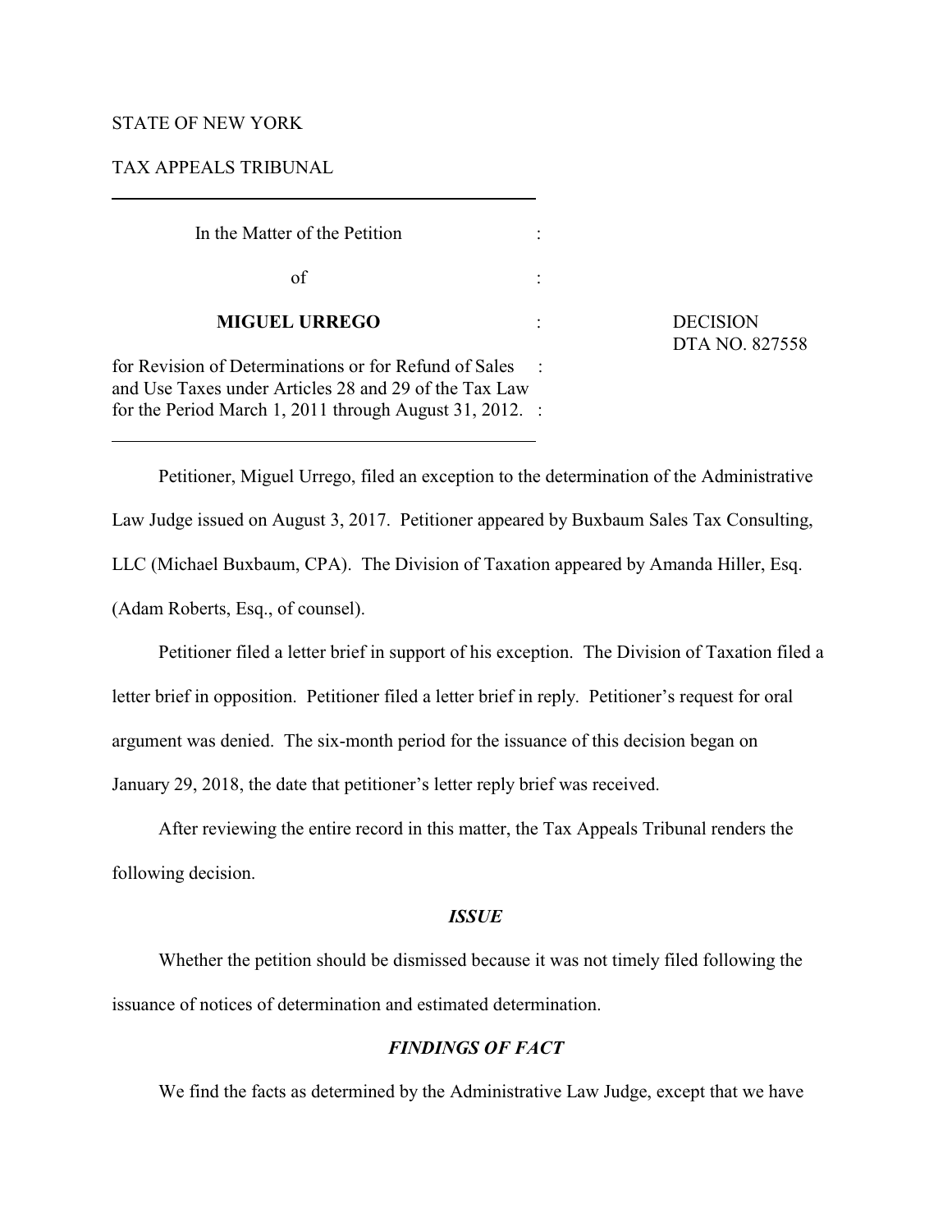STATE OF NEW YORK

TAX APPEALS TRIBUNAL

| | | |
|---|---|---|
| In the Matter of the Petition | : | |
| of | : | |
| **MIGUEL URREGO** | : | DECISION DTA NO. 827558 |
| for Revision of Determinations or for Refund of Sales and Use Taxes under Articles 28 and 29 of the Tax Law for the Period March 1, 2011 through August 31, 2012. | : | |

Petitioner, Miguel Urrego, filed an exception to the determination of the Administrative Law Judge issued on August 3, 2017. Petitioner appeared by Buxbaum Sales Tax Consulting, LLC (Michael Buxbaum, CPA). The Division of Taxation appeared by Amanda Hiller, Esq. (Adam Roberts, Esq., of counsel).

Petitioner filed a letter brief in support of his exception. The Division of Taxation filed a letter brief in opposition. Petitioner filed a letter brief in reply. Petitioner's request for oral argument was denied. The six-month period for the issuance of this decision began on January 29, 2018, the date that petitioner's letter reply brief was received.

After reviewing the entire record in this matter, the Tax Appeals Tribunal renders the following decision.

### *ISSUE*

Whether the petition should be dismissed because it was not timely filed following the issuance of notices of determination and estimated determination.

### *FINDINGS OF FACT*

We find the facts as determined by the Administrative Law Judge, except that we have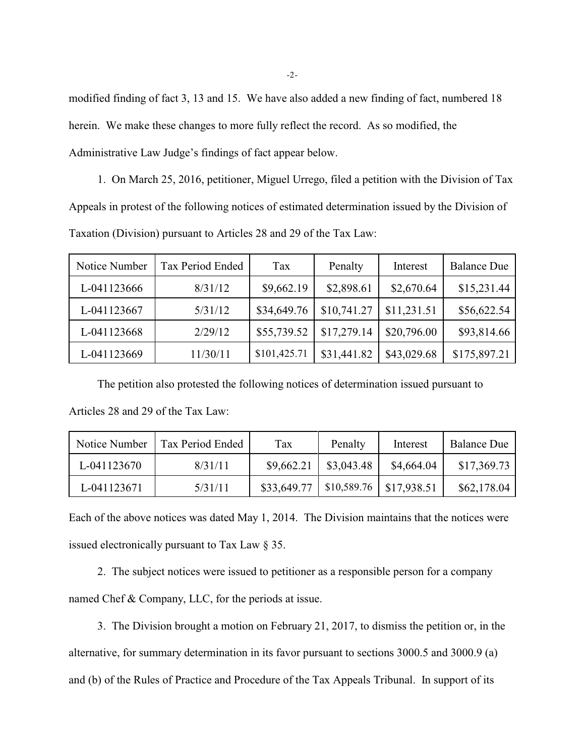modified finding of fact 3, 13 and 15. We have also added a new finding of fact, numbered 18 herein. We make these changes to more fully reflect the record. As so modified, the Administrative Law Judge's findings of fact appear below.

1. On March 25, 2016, petitioner, Miguel Urrego, filed a petition with the Division of Tax Appeals in protest of the following notices of estimated determination issued by the Division of Taxation (Division) pursuant to Articles 28 and 29 of the Tax Law:

| Notice Number | Tax Period Ended | Tax | Penalty | Interest | Balance Due |
|---|---|---|---|---|---|
| L-041123666 | 8/31/12 | $9,662.19 | $2,898.61 | $2,670.64 | $15,231.44 |
| L-041123667 | 5/31/12 | $34,649.76 | $10,741.27 | $11,231.51 | $56,622.54 |
| L-041123668 | 2/29/12 | $55,739.52 | $17,279.14 | $20,796.00 | $93,814.66 |
| L-041123669 | 11/30/11 | $101,425.71 | $31,441.82 | $43,029.68 | $175,897.21 |

The petition also protested the following notices of determination issued pursuant to Articles 28 and 29 of the Tax Law:

| Notice Number | Tax Period Ended | Tax | Penalty | Interest | Balance Due |
|---|---|---|---|---|---|
| L-041123670 | 8/31/11 | $9,662.21 | $3,043.48 | $4,664.04 | $17,369.73 |
| L-041123671 | 5/31/11 | $33,649.77 | $10,589.76 | $17,938.51 | $62,178.04 |

Each of the above notices was dated May 1, 2014. The Division maintains that the notices were issued electronically pursuant to Tax Law § 35.

2. The subject notices were issued to petitioner as a responsible person for a company named Chef & Company, LLC, for the periods at issue.

3. The Division brought a motion on February 21, 2017, to dismiss the petition or, in the alternative, for summary determination in its favor pursuant to sections 3000.5 and 3000.9 (a) and (b) of the Rules of Practice and Procedure of the Tax Appeals Tribunal. In support of its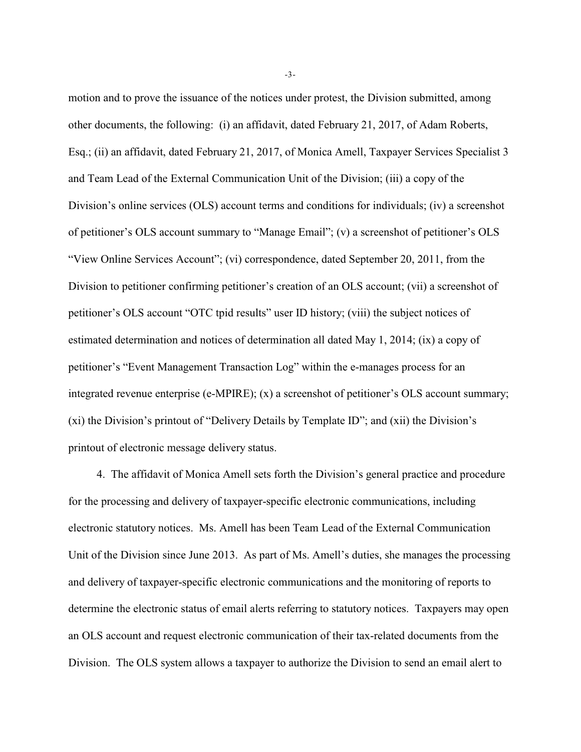motion and to prove the issuance of the notices under protest, the Division submitted, among other documents, the following: (i) an affidavit, dated February 21, 2017, of Adam Roberts, Esq.; (ii) an affidavit, dated February 21, 2017, of Monica Amell, Taxpayer Services Specialist 3 and Team Lead of the External Communication Unit of the Division; (iii) a copy of the Division's online services (OLS) account terms and conditions for individuals; (iv) a screenshot of petitioner's OLS account summary to "Manage Email"; (v) a screenshot of petitioner's OLS "View Online Services Account"; (vi) correspondence, dated September 20, 2011, from the Division to petitioner confirming petitioner's creation of an OLS account; (vii) a screenshot of petitioner's OLS account "OTC tpid results" user ID history; (viii) the subject notices of estimated determination and notices of determination all dated May 1, 2014; (ix) a copy of petitioner's "Event Management Transaction Log" within the e-manages process for an integrated revenue enterprise (e-MPIRE); (x) a screenshot of petitioner's OLS account summary; (xi) the Division's printout of "Delivery Details by Template ID"; and (xii) the Division's printout of electronic message delivery status.

4. The affidavit of Monica Amell sets forth the Division's general practice and procedure for the processing and delivery of taxpayer-specific electronic communications, including electronic statutory notices. Ms. Amell has been Team Lead of the External Communication Unit of the Division since June 2013. As part of Ms. Amell's duties, she manages the processing and delivery of taxpayer-specific electronic communications and the monitoring of reports to determine the electronic status of email alerts referring to statutory notices. Taxpayers may open an OLS account and request electronic communication of their tax-related documents from the Division. The OLS system allows a taxpayer to authorize the Division to send an email alert to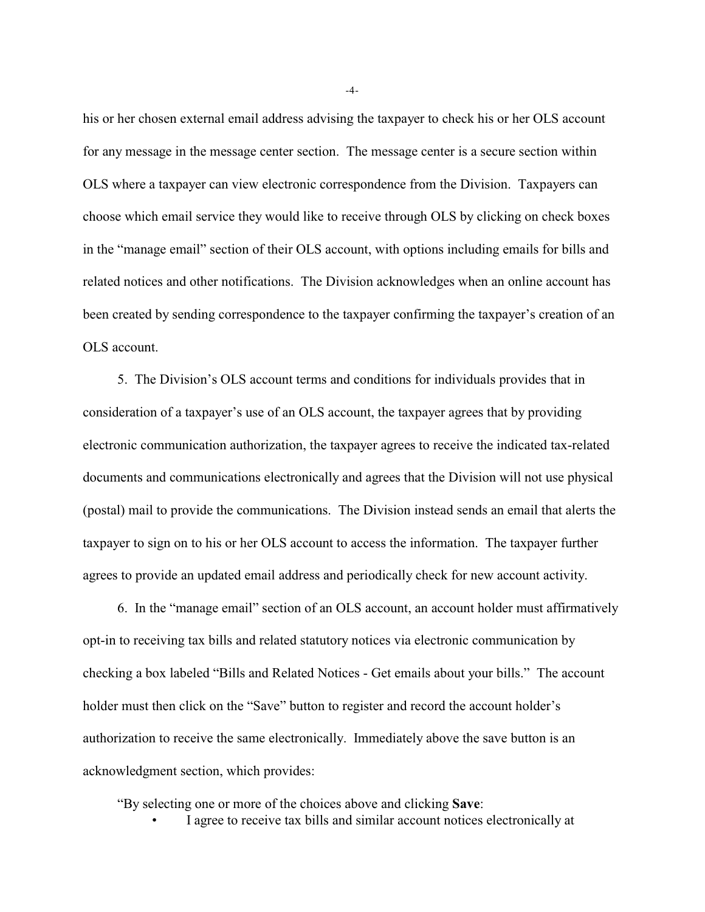his or her chosen external email address advising the taxpayer to check his or her OLS account for any message in the message center section. The message center is a secure section within OLS where a taxpayer can view electronic correspondence from the Division. Taxpayers can choose which email service they would like to receive through OLS by clicking on check boxes in the "manage email" section of their OLS account, with options including emails for bills and related notices and other notifications. The Division acknowledges when an online account has been created by sending correspondence to the taxpayer confirming the taxpayer's creation of an OLS account.

5. The Division's OLS account terms and conditions for individuals provides that in consideration of a taxpayer's use of an OLS account, the taxpayer agrees that by providing electronic communication authorization, the taxpayer agrees to receive the indicated tax-related documents and communications electronically and agrees that the Division will not use physical (postal) mail to provide the communications. The Division instead sends an email that alerts the taxpayer to sign on to his or her OLS account to access the information. The taxpayer further agrees to provide an updated email address and periodically check for new account activity.

6. In the "manage email" section of an OLS account, an account holder must affirmatively opt-in to receiving tax bills and related statutory notices via electronic communication by checking a box labeled "Bills and Related Notices - Get emails about your bills." The account holder must then click on the "Save" button to register and record the account holder's authorization to receive the same electronically. Immediately above the save button is an acknowledgment section, which provides:

"By selecting one or more of the choices above and clicking **Save**:

- I agree to receive tax bills and similar account notices electronically at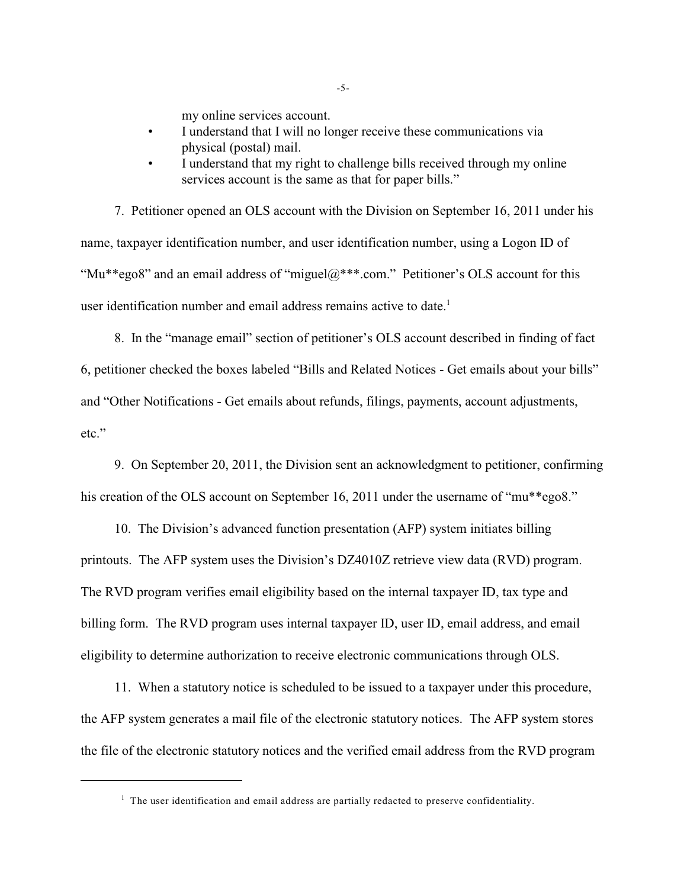my online services account.

- I understand that I will no longer receive these communications via physical (postal) mail.
- I understand that my right to challenge bills received through my online services account is the same as that for paper bills."

7. Petitioner opened an OLS account with the Division on September 16, 2011 under his name, taxpayer identification number, and user identification number, using a Logon ID of "Mu**ego8" and an email address of "miguel@***.com." Petitioner's OLS account for this user identification number and email address remains active to date.[1]

8. In the "manage email" section of petitioner's OLS account described in finding of fact 6, petitioner checked the boxes labeled "Bills and Related Notices - Get emails about your bills" and "Other Notifications - Get emails about refunds, filings, payments, account adjustments, etc."

9. On September 20, 2011, the Division sent an acknowledgment to petitioner, confirming his creation of the OLS account on September 16, 2011 under the username of "mu**ego8."

10. The Division's advanced function presentation (AFP) system initiates billing printouts. The AFP system uses the Division's DZ4010Z retrieve view data (RVD) program. The RVD program verifies email eligibility based on the internal taxpayer ID, tax type and billing form. The RVD program uses internal taxpayer ID, user ID, email address, and email eligibility to determine authorization to receive electronic communications through OLS.

11. When a statutory notice is scheduled to be issued to a taxpayer under this procedure, the AFP system generates a mail file of the electronic statutory notices. The AFP system stores the file of the electronic statutory notices and the verified email address from the RVD program

---

[1] The user identification and email address are partially redacted to preserve confidentiality.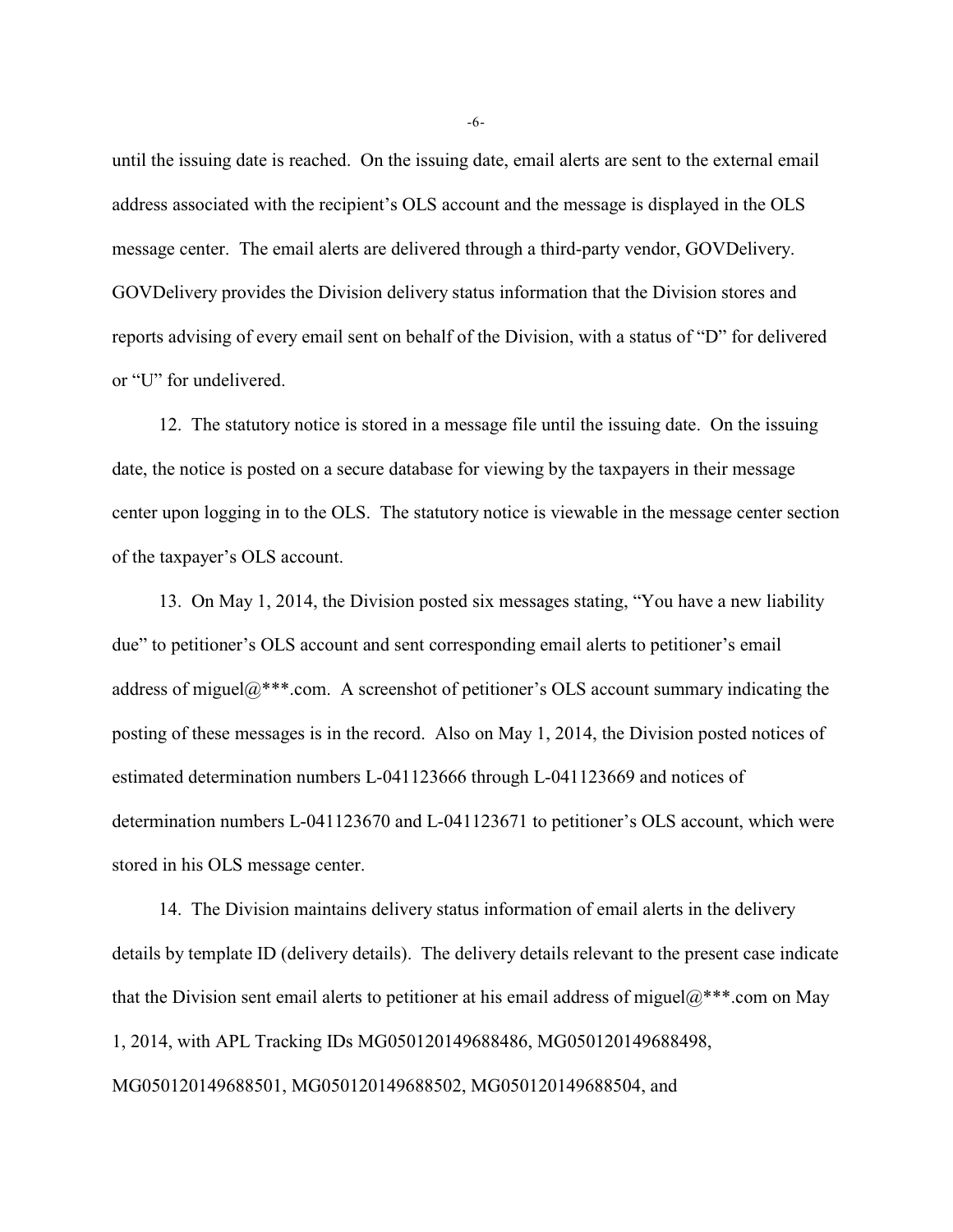until the issuing date is reached. On the issuing date, email alerts are sent to the external email address associated with the recipient's OLS account and the message is displayed in the OLS message center. The email alerts are delivered through a third-party vendor, GOVDelivery. GOVDelivery provides the Division delivery status information that the Division stores and reports advising of every email sent on behalf of the Division, with a status of "D" for delivered or "U" for undelivered.

12. The statutory notice is stored in a message file until the issuing date. On the issuing date, the notice is posted on a secure database for viewing by the taxpayers in their message center upon logging in to the OLS. The statutory notice is viewable in the message center section of the taxpayer's OLS account.

13. On May 1, 2014, the Division posted six messages stating, "You have a new liability due" to petitioner's OLS account and sent corresponding email alerts to petitioner's email address of miguel@***.com. A screenshot of petitioner's OLS account summary indicating the posting of these messages is in the record. Also on May 1, 2014, the Division posted notices of estimated determination numbers L-041123666 through L-041123669 and notices of determination numbers L-041123670 and L-041123671 to petitioner's OLS account, which were stored in his OLS message center.

14. The Division maintains delivery status information of email alerts in the delivery details by template ID (delivery details). The delivery details relevant to the present case indicate that the Division sent email alerts to petitioner at his email address of miguel@***.com on May 1, 2014, with APL Tracking IDs MG050120149688486, MG050120149688498, MG050120149688501, MG050120149688502, MG050120149688504, and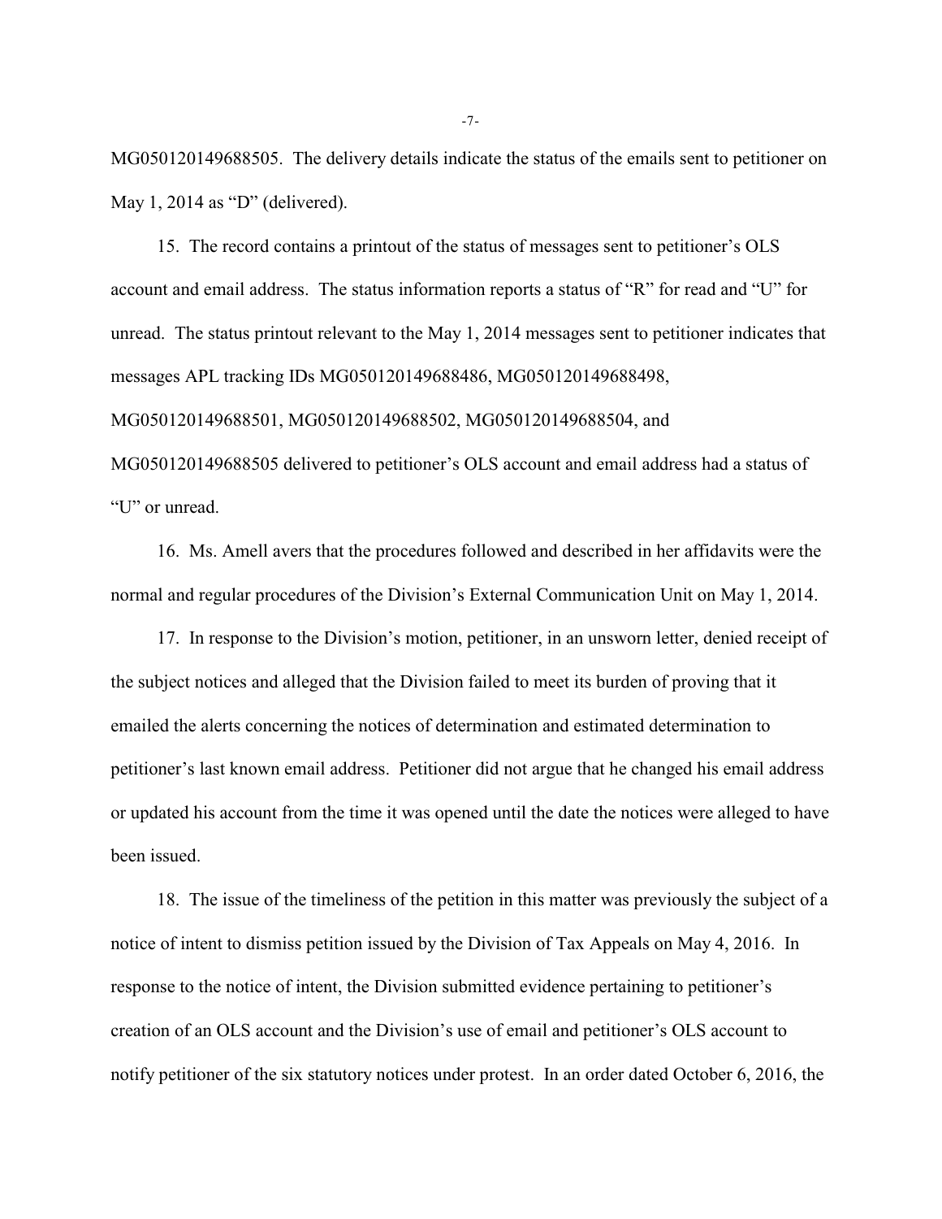MG050120149688505. The delivery details indicate the status of the emails sent to petitioner on May 1, 2014 as "D" (delivered).

15. The record contains a printout of the status of messages sent to petitioner's OLS account and email address. The status information reports a status of "R" for read and "U" for unread. The status printout relevant to the May 1, 2014 messages sent to petitioner indicates that messages APL tracking IDs MG050120149688486, MG050120149688498, MG050120149688501, MG050120149688502, MG050120149688504, and MG050120149688505 delivered to petitioner's OLS account and email address had a status of "U" or unread.

16. Ms. Amell avers that the procedures followed and described in her affidavits were the normal and regular procedures of the Division's External Communication Unit on May 1, 2014.

17. In response to the Division's motion, petitioner, in an unsworn letter, denied receipt of the subject notices and alleged that the Division failed to meet its burden of proving that it emailed the alerts concerning the notices of determination and estimated determination to petitioner's last known email address. Petitioner did not argue that he changed his email address or updated his account from the time it was opened until the date the notices were alleged to have been issued.

18. The issue of the timeliness of the petition in this matter was previously the subject of a notice of intent to dismiss petition issued by the Division of Tax Appeals on May 4, 2016. In response to the notice of intent, the Division submitted evidence pertaining to petitioner's creation of an OLS account and the Division's use of email and petitioner's OLS account to notify petitioner of the six statutory notices under protest. In an order dated October 6, 2016, the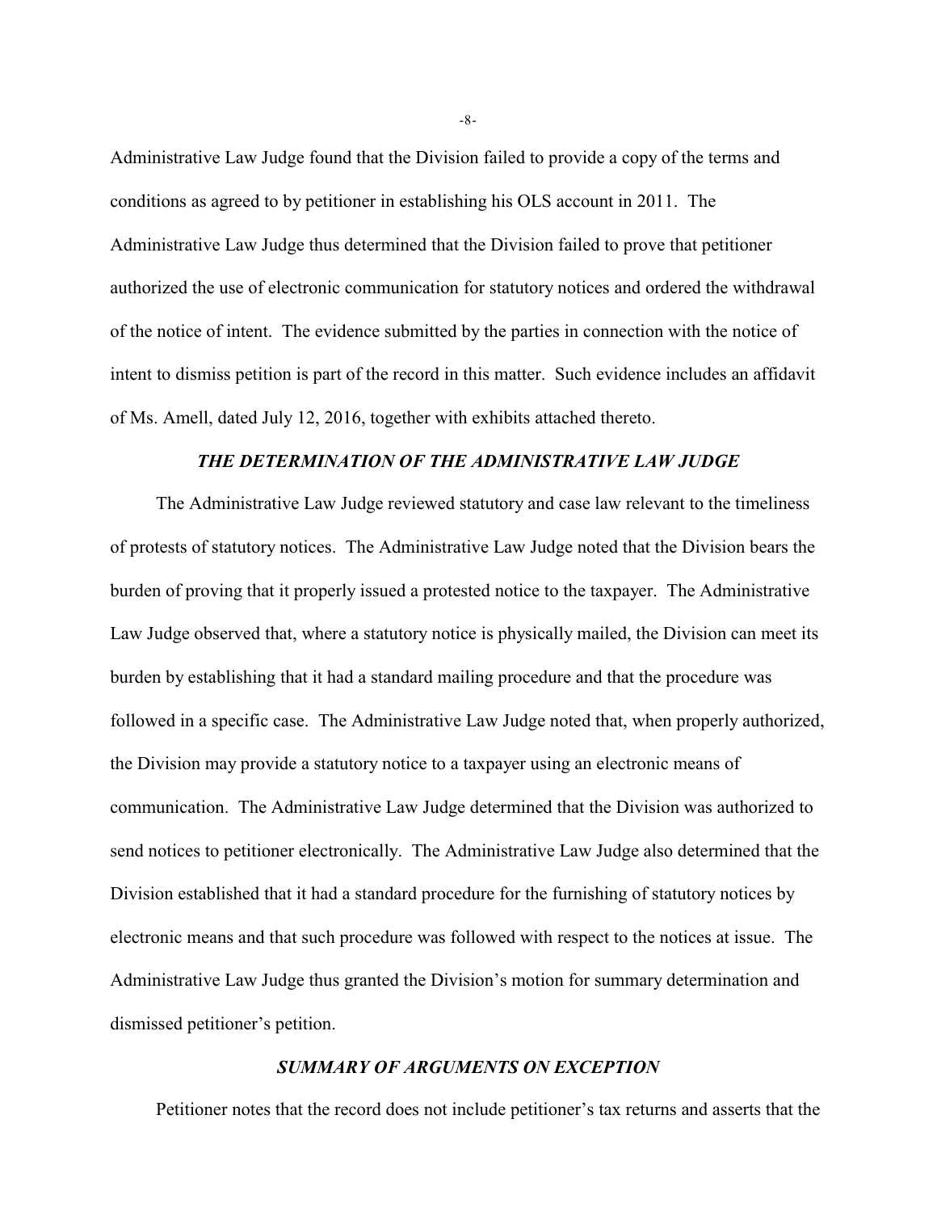Administrative Law Judge found that the Division failed to provide a copy of the terms and conditions as agreed to by petitioner in establishing his OLS account in 2011. The Administrative Law Judge thus determined that the Division failed to prove that petitioner authorized the use of electronic communication for statutory notices and ordered the withdrawal of the notice of intent. The evidence submitted by the parties in connection with the notice of intent to dismiss petition is part of the record in this matter. Such evidence includes an affidavit of Ms. Amell, dated July 12, 2016, together with exhibits attached thereto.

### *THE DETERMINATION OF THE ADMINISTRATIVE LAW JUDGE*

The Administrative Law Judge reviewed statutory and case law relevant to the timeliness of protests of statutory notices. The Administrative Law Judge noted that the Division bears the burden of proving that it properly issued a protested notice to the taxpayer. The Administrative Law Judge observed that, where a statutory notice is physically mailed, the Division can meet its burden by establishing that it had a standard mailing procedure and that the procedure was followed in a specific case. The Administrative Law Judge noted that, when properly authorized, the Division may provide a statutory notice to a taxpayer using an electronic means of communication. The Administrative Law Judge determined that the Division was authorized to send notices to petitioner electronically. The Administrative Law Judge also determined that the Division established that it had a standard procedure for the furnishing of statutory notices by electronic means and that such procedure was followed with respect to the notices at issue. The Administrative Law Judge thus granted the Division's motion for summary determination and dismissed petitioner's petition.

### *SUMMARY OF ARGUMENTS ON EXCEPTION*

Petitioner notes that the record does not include petitioner's tax returns and asserts that the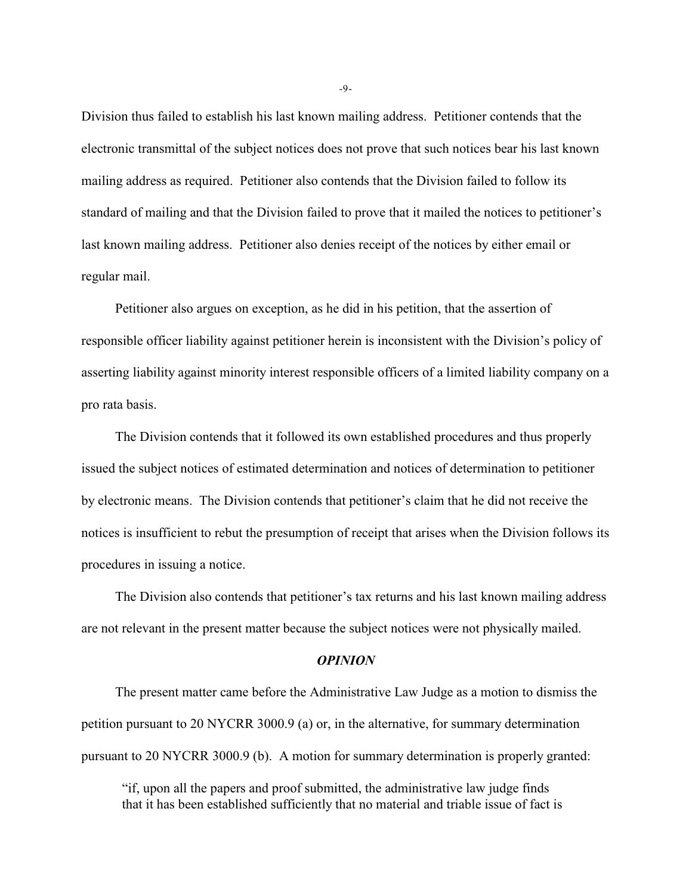Division thus failed to establish his last known mailing address. Petitioner contends that the electronic transmittal of the subject notices does not prove that such notices bear his last known mailing address as required. Petitioner also contends that the Division failed to follow its standard of mailing and that the Division failed to prove that it mailed the notices to petitioner's last known mailing address. Petitioner also denies receipt of the notices by either email or regular mail.

Petitioner also argues on exception, as he did in his petition, that the assertion of responsible officer liability against petitioner herein is inconsistent with the Division's policy of asserting liability against minority interest responsible officers of a limited liability company on a pro rata basis.

The Division contends that it followed its own established procedures and thus properly issued the subject notices of estimated determination and notices of determination to petitioner by electronic means. The Division contends that petitioner's claim that he did not receive the notices is insufficient to rebut the presumption of receipt that arises when the Division follows its procedures in issuing a notice.

The Division also contends that petitioner's tax returns and his last known mailing address are not relevant in the present matter because the subject notices were not physically mailed.

## *OPINION*

The present matter came before the Administrative Law Judge as a motion to dismiss the petition pursuant to 20 NYCRR 3000.9 (a) or, in the alternative, for summary determination pursuant to 20 NYCRR 3000.9 (b). A motion for summary determination is properly granted:

> "if, upon all the papers and proof submitted, the administrative law judge finds that it has been established sufficiently that no material and triable issue of fact is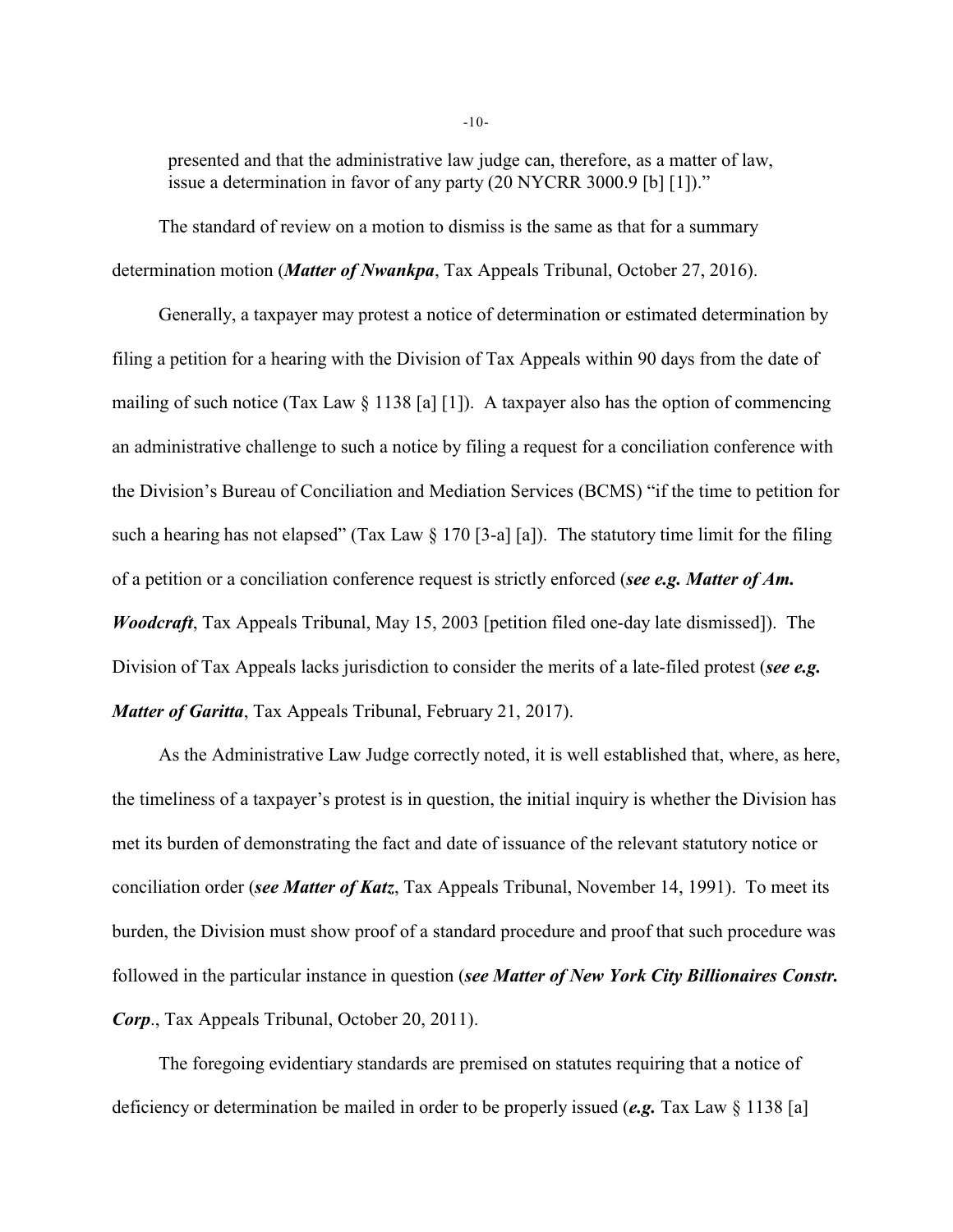presented and that the administrative law judge can, therefore, as a matter of law, issue a determination in favor of any party (20 NYCRR 3000.9 [b] [1])."

The standard of review on a motion to dismiss is the same as that for a summary determination motion (***Matter of Nwankpa***, Tax Appeals Tribunal, October 27, 2016).

Generally, a taxpayer may protest a notice of determination or estimated determination by filing a petition for a hearing with the Division of Tax Appeals within 90 days from the date of mailing of such notice (Tax Law § 1138 [a] [1]). A taxpayer also has the option of commencing an administrative challenge to such a notice by filing a request for a conciliation conference with the Division's Bureau of Conciliation and Mediation Services (BCMS) "if the time to petition for such a hearing has not elapsed" (Tax Law § 170 [3-a] [a]). The statutory time limit for the filing of a petition or a conciliation conference request is strictly enforced (***see e.g. Matter of Am. Woodcraft***, Tax Appeals Tribunal, May 15, 2003 [petition filed one-day late dismissed]). The Division of Tax Appeals lacks jurisdiction to consider the merits of a late-filed protest (***see e.g. Matter of Garitta***, Tax Appeals Tribunal, February 21, 2017).

As the Administrative Law Judge correctly noted, it is well established that, where, as here, the timeliness of a taxpayer's protest is in question, the initial inquiry is whether the Division has met its burden of demonstrating the fact and date of issuance of the relevant statutory notice or conciliation order (***see Matter of Katz***, Tax Appeals Tribunal, November 14, 1991). To meet its burden, the Division must show proof of a standard procedure and proof that such procedure was followed in the particular instance in question (***see Matter of New York City Billionaires Constr. Corp***., Tax Appeals Tribunal, October 20, 2011).

The foregoing evidentiary standards are premised on statutes requiring that a notice of deficiency or determination be mailed in order to be properly issued (***e.g.*** Tax Law § 1138 [a]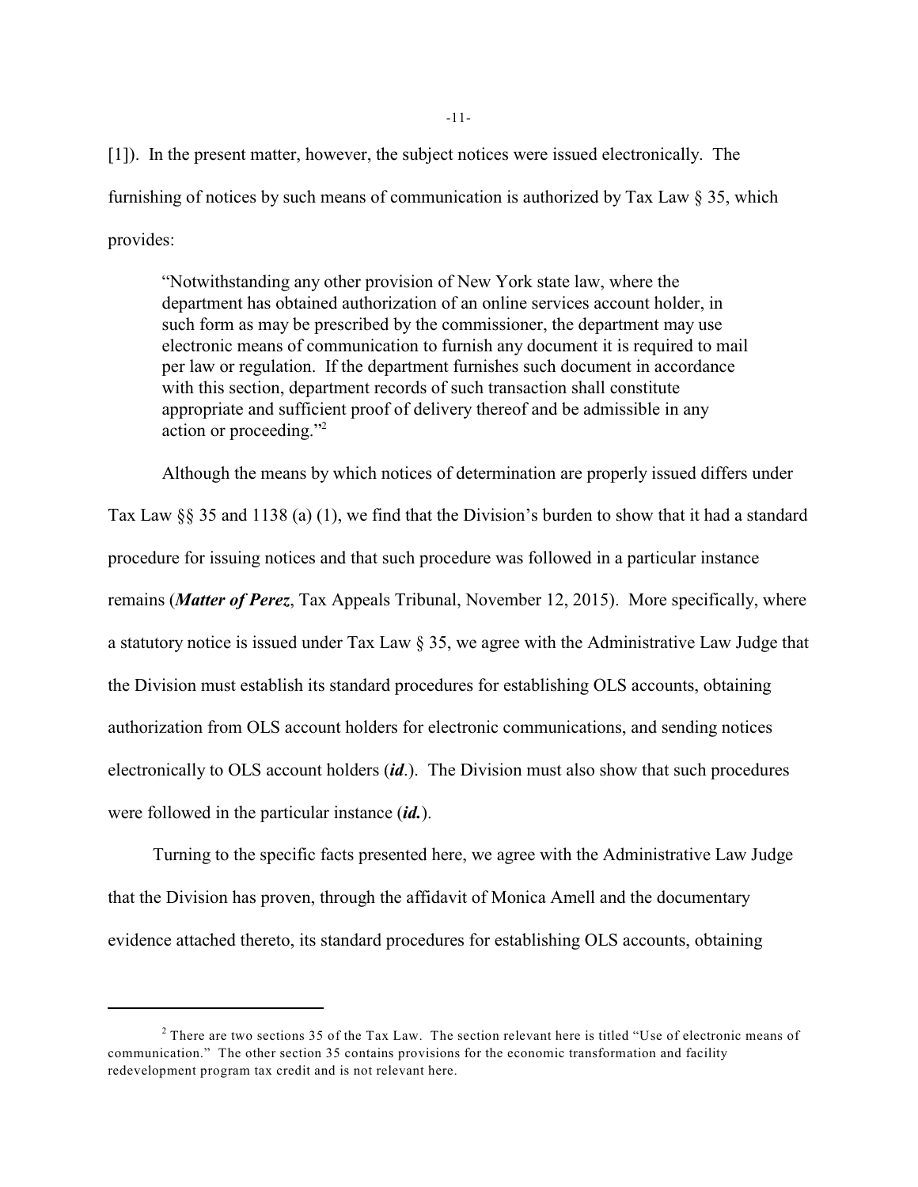[1]). In the present matter, however, the subject notices were issued electronically. The furnishing of notices by such means of communication is authorized by Tax Law § 35, which provides:

> "Notwithstanding any other provision of New York state law, where the department has obtained authorization of an online services account holder, in such form as may be prescribed by the commissioner, the department may use electronic means of communication to furnish any document it is required to mail per law or regulation. If the department furnishes such document in accordance with this section, department records of such transaction shall constitute appropriate and sufficient proof of delivery thereof and be admissible in any action or proceeding."[2]

Although the means by which notices of determination are properly issued differs under Tax Law §§ 35 and 1138 (a) (1), we find that the Division's burden to show that it had a standard procedure for issuing notices and that such procedure was followed in a particular instance remains (***Matter of Perez***, Tax Appeals Tribunal, November 12, 2015). More specifically, where a statutory notice is issued under Tax Law § 35, we agree with the Administrative Law Judge that the Division must establish its standard procedures for establishing OLS accounts, obtaining authorization from OLS account holders for electronic communications, and sending notices electronically to OLS account holders (***id***.). The Division must also show that such procedures were followed in the particular instance (***id.***).

Turning to the specific facts presented here, we agree with the Administrative Law Judge that the Division has proven, through the affidavit of Monica Amell and the documentary evidence attached thereto, its standard procedures for establishing OLS accounts, obtaining

---

[2] There are two sections 35 of the Tax Law. The section relevant here is titled "Use of electronic means of communication." The other section 35 contains provisions for the economic transformation and facility redevelopment program tax credit and is not relevant here.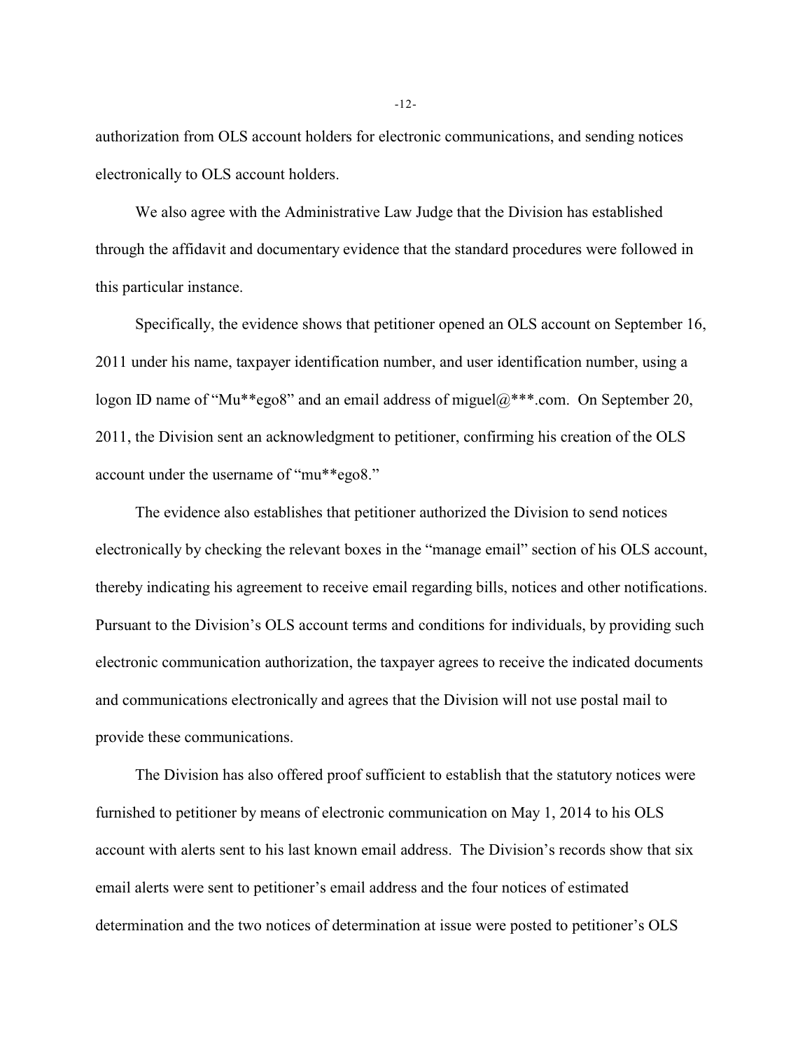authorization from OLS account holders for electronic communications, and sending notices electronically to OLS account holders.

We also agree with the Administrative Law Judge that the Division has established through the affidavit and documentary evidence that the standard procedures were followed in this particular instance.

Specifically, the evidence shows that petitioner opened an OLS account on September 16, 2011 under his name, taxpayer identification number, and user identification number, using a logon ID name of "Mu**ego8" and an email address of miguel@***.com. On September 20, 2011, the Division sent an acknowledgment to petitioner, confirming his creation of the OLS account under the username of "mu**ego8."

The evidence also establishes that petitioner authorized the Division to send notices electronically by checking the relevant boxes in the "manage email" section of his OLS account, thereby indicating his agreement to receive email regarding bills, notices and other notifications. Pursuant to the Division's OLS account terms and conditions for individuals, by providing such electronic communication authorization, the taxpayer agrees to receive the indicated documents and communications electronically and agrees that the Division will not use postal mail to provide these communications.

The Division has also offered proof sufficient to establish that the statutory notices were furnished to petitioner by means of electronic communication on May 1, 2014 to his OLS account with alerts sent to his last known email address. The Division's records show that six email alerts were sent to petitioner's email address and the four notices of estimated determination and the two notices of determination at issue were posted to petitioner's OLS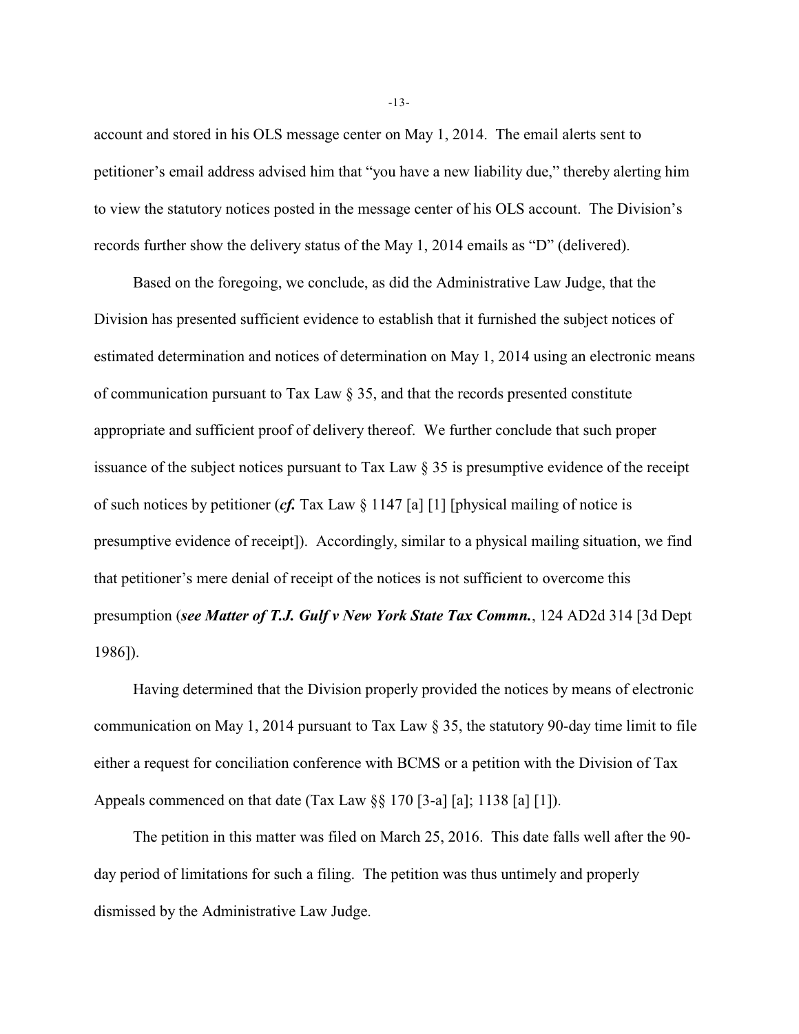account and stored in his OLS message center on May 1, 2014. The email alerts sent to petitioner's email address advised him that "you have a new liability due," thereby alerting him to view the statutory notices posted in the message center of his OLS account. The Division's records further show the delivery status of the May 1, 2014 emails as "D" (delivered).

Based on the foregoing, we conclude, as did the Administrative Law Judge, that the Division has presented sufficient evidence to establish that it furnished the subject notices of estimated determination and notices of determination on May 1, 2014 using an electronic means of communication pursuant to Tax Law § 35, and that the records presented constitute appropriate and sufficient proof of delivery thereof. We further conclude that such proper issuance of the subject notices pursuant to Tax Law § 35 is presumptive evidence of the receipt of such notices by petitioner (***cf.*** Tax Law § 1147 [a] [1] [physical mailing of notice is presumptive evidence of receipt]). Accordingly, similar to a physical mailing situation, we find that petitioner's mere denial of receipt of the notices is not sufficient to overcome this presumption (***see Matter of T.J. Gulf v New York State Tax Commn.***, 124 AD2d 314 [3d Dept 1986]).

Having determined that the Division properly provided the notices by means of electronic communication on May 1, 2014 pursuant to Tax Law § 35, the statutory 90-day time limit to file either a request for conciliation conference with BCMS or a petition with the Division of Tax Appeals commenced on that date (Tax Law §§ 170 [3-a] [a]; 1138 [a] [1]).

The petition in this matter was filed on March 25, 2016. This date falls well after the 90-day period of limitations for such a filing. The petition was thus untimely and properly dismissed by the Administrative Law Judge.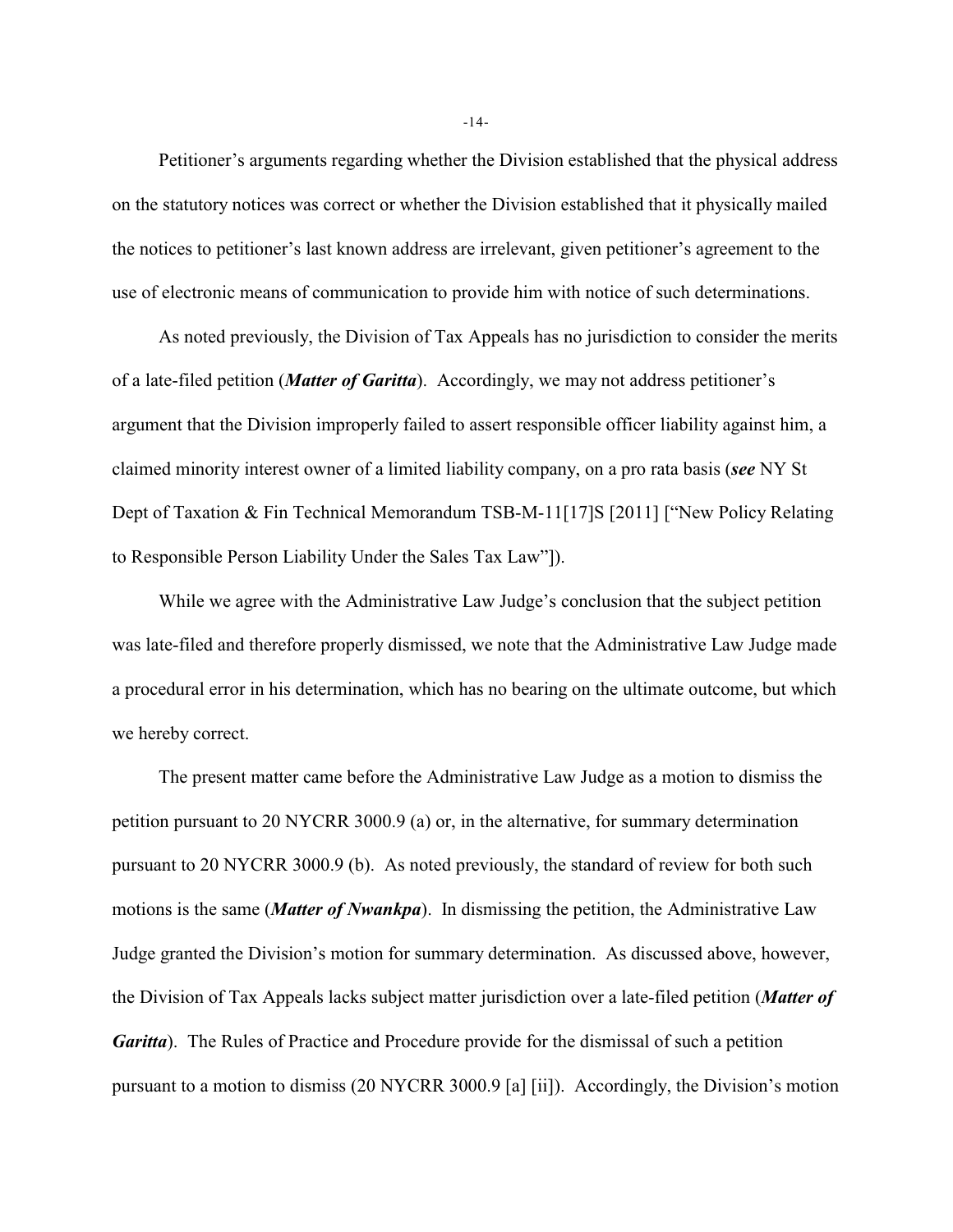Petitioner's arguments regarding whether the Division established that the physical address on the statutory notices was correct or whether the Division established that it physically mailed the notices to petitioner's last known address are irrelevant, given petitioner's agreement to the use of electronic means of communication to provide him with notice of such determinations.

As noted previously, the Division of Tax Appeals has no jurisdiction to consider the merits of a late-filed petition (***Matter of Garitta***). Accordingly, we may not address petitioner's argument that the Division improperly failed to assert responsible officer liability against him, a claimed minority interest owner of a limited liability company, on a pro rata basis (***see*** NY St Dept of Taxation & Fin Technical Memorandum TSB-M-11[17]S [2011] ["New Policy Relating to Responsible Person Liability Under the Sales Tax Law"]).

While we agree with the Administrative Law Judge's conclusion that the subject petition was late-filed and therefore properly dismissed, we note that the Administrative Law Judge made a procedural error in his determination, which has no bearing on the ultimate outcome, but which we hereby correct.

The present matter came before the Administrative Law Judge as a motion to dismiss the petition pursuant to 20 NYCRR 3000.9 (a) or, in the alternative, for summary determination pursuant to 20 NYCRR 3000.9 (b). As noted previously, the standard of review for both such motions is the same (***Matter of Nwankpa***). In dismissing the petition, the Administrative Law Judge granted the Division's motion for summary determination. As discussed above, however, the Division of Tax Appeals lacks subject matter jurisdiction over a late-filed petition (***Matter of Garitta***). The Rules of Practice and Procedure provide for the dismissal of such a petition pursuant to a motion to dismiss (20 NYCRR 3000.9 [a] [ii]). Accordingly, the Division's motion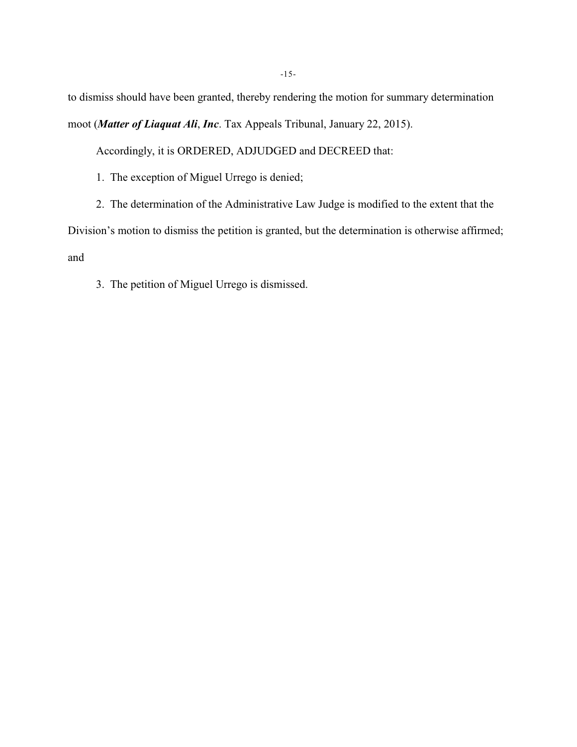to dismiss should have been granted, thereby rendering the motion for summary determination moot (***Matter of Liaquat Ali***, ***Inc***. Tax Appeals Tribunal, January 22, 2015).

Accordingly, it is ORDERED, ADJUDGED and DECREED that:

1. The exception of Miguel Urrego is denied;

2. The determination of the Administrative Law Judge is modified to the extent that the Division's motion to dismiss the petition is granted, but the determination is otherwise affirmed; and

3. The petition of Miguel Urrego is dismissed.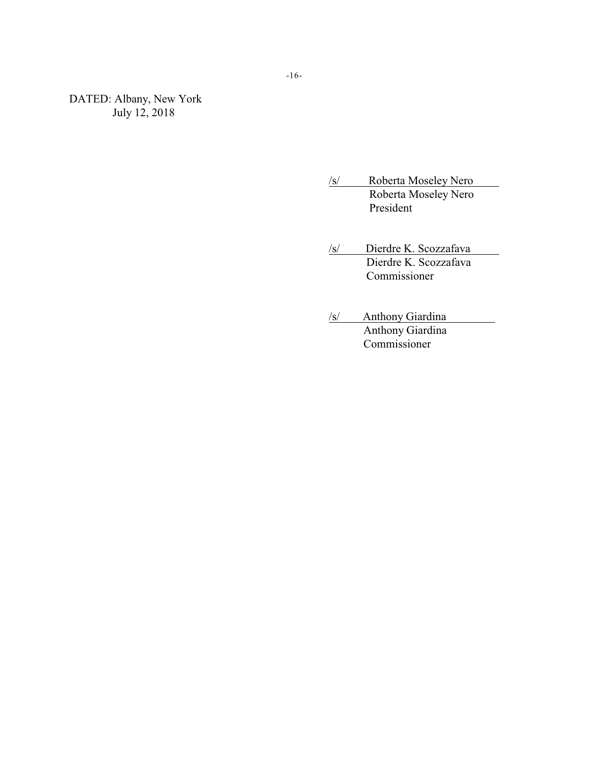DATED: Albany, New York
July 12, 2018

/s/ Roberta Moseley Nero
Roberta Moseley Nero
President

/s/ Dierdre K. Scozzafava
Dierdre K. Scozzafava
Commissioner

/s/ Anthony Giardina
Anthony Giardina
Commissioner